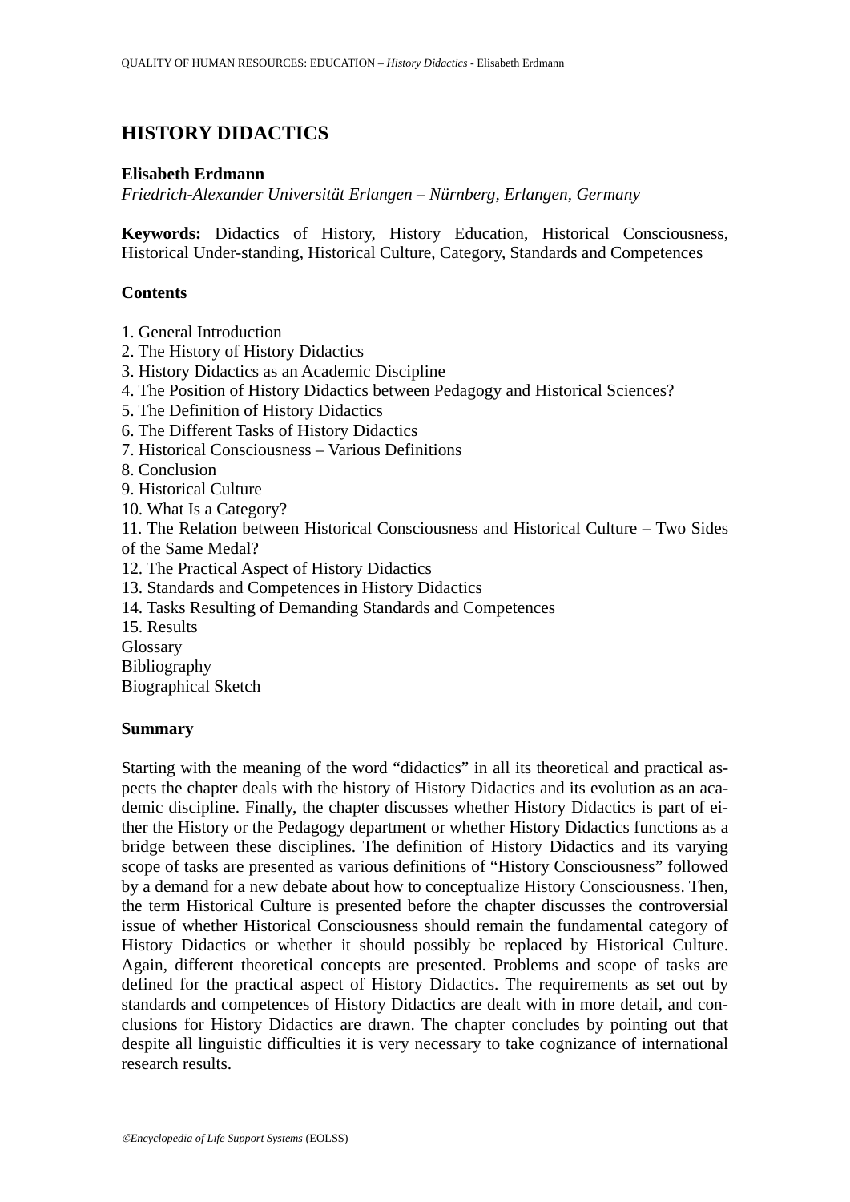# HISTORY DIDACTICS

**Elisabeth Erdmann**
*Friedrich-Alexander Universität Erlangen – Nürnberg, Erlangen, Germany*

**Keywords:** Didactics of History, History Education, Historical Consciousness, Historical Under-standing, Historical Culture, Category, Standards and Competences

## Contents

1. General Introduction
2. The History of History Didactics
3. History Didactics as an Academic Discipline
4. The Position of History Didactics between Pedagogy and Historical Sciences?
5. The Definition of History Didactics
6. The Different Tasks of History Didactics
7. Historical Consciousness – Various Definitions
8. Conclusion
9. Historical Culture
10. What Is a Category?
11. The Relation between Historical Consciousness and Historical Culture – Two Sides of the Same Medal?
12. The Practical Aspect of History Didactics
13. Standards and Competences in History Didactics
14. Tasks Resulting of Demanding Standards and Competences
15. Results

Glossary
Bibliography
Biographical Sketch

## Summary

Starting with the meaning of the word "didactics" in all its theoretical and practical aspects the chapter deals with the history of History Didactics and its evolution as an academic discipline. Finally, the chapter discusses whether History Didactics is part of either the History or the Pedagogy department or whether History Didactics functions as a bridge between these disciplines. The definition of History Didactics and its varying scope of tasks are presented as various definitions of "History Consciousness" followed by a demand for a new debate about how to conceptualize History Consciousness. Then, the term Historical Culture is presented before the chapter discusses the controversial issue of whether Historical Consciousness should remain the fundamental category of History Didactics or whether it should possibly be replaced by Historical Culture. Again, different theoretical concepts are presented. Problems and scope of tasks are defined for the practical aspect of History Didactics. The requirements as set out by standards and competences of History Didactics are dealt with in more detail, and conclusions for History Didactics are drawn. The chapter concludes by pointing out that despite all linguistic difficulties it is very necessary to take cognizance of international research results.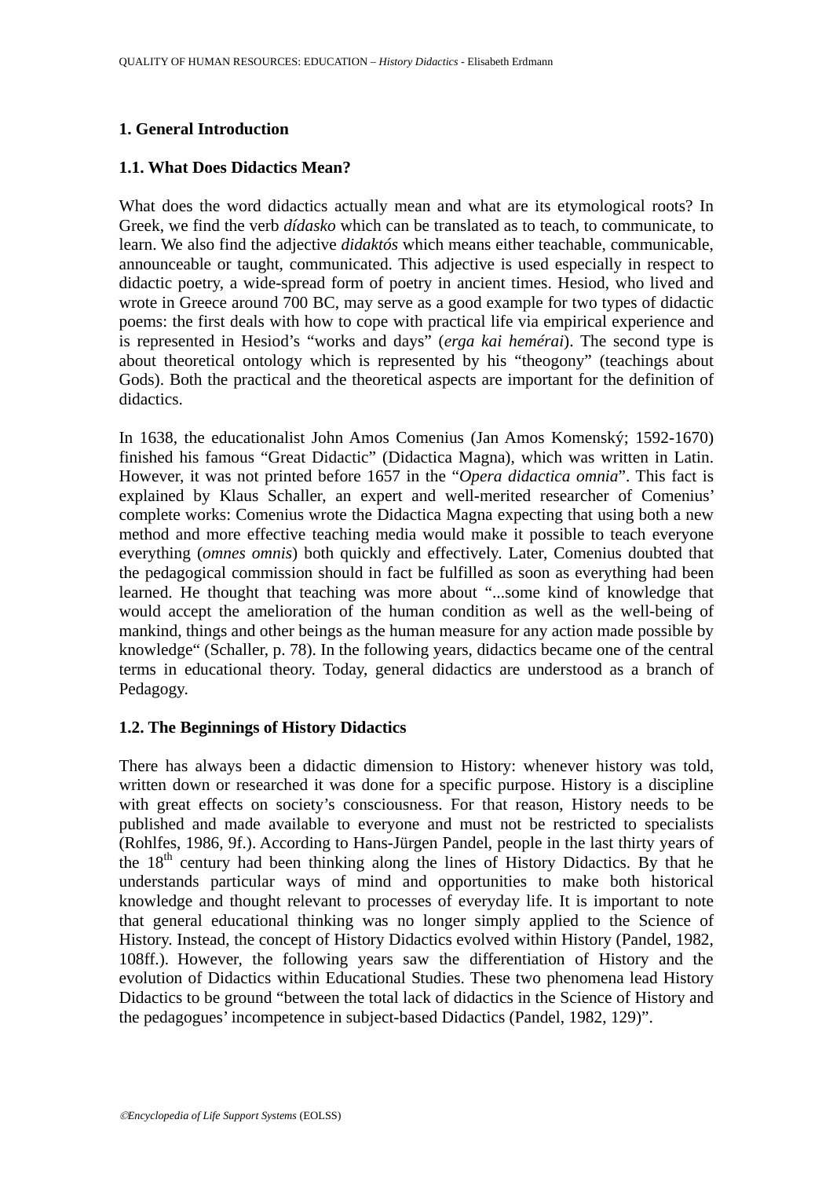# 1. General Introduction

## 1.1. What Does Didactics Mean?

What does the word didactics actually mean and what are its etymological roots? In Greek, we find the verb *dídasko* which can be translated as to teach, to communicate, to learn. We also find the adjective *didaktós* which means either teachable, communicable, announceable or taught, communicated. This adjective is used especially in respect to didactic poetry, a wide-spread form of poetry in ancient times. Hesiod, who lived and wrote in Greece around 700 BC, may serve as a good example for two types of didactic poems: the first deals with how to cope with practical life via empirical experience and is represented in Hesiod's "works and days" (*erga kai hemérai*). The second type is about theoretical ontology which is represented by his "theogony" (teachings about Gods). Both the practical and the theoretical aspects are important for the definition of didactics.

In 1638, the educationalist John Amos Comenius (Jan Amos Komenský; 1592-1670) finished his famous "Great Didactic" (Didactica Magna), which was written in Latin. However, it was not printed before 1657 in the "*Opera didactica omnia*". This fact is explained by Klaus Schaller, an expert and well-merited researcher of Comenius' complete works: Comenius wrote the Didactica Magna expecting that using both a new method and more effective teaching media would make it possible to teach everyone everything (*omnes omnis*) both quickly and effectively. Later, Comenius doubted that the pedagogical commission should in fact be fulfilled as soon as everything had been learned. He thought that teaching was more about "...some kind of knowledge that would accept the amelioration of the human condition as well as the well-being of mankind, things and other beings as the human measure for any action made possible by knowledge" (Schaller, p. 78). In the following years, didactics became one of the central terms in educational theory. Today, general didactics are understood as a branch of Pedagogy.

## 1.2. The Beginnings of History Didactics

There has always been a didactic dimension to History: whenever history was told, written down or researched it was done for a specific purpose. History is a discipline with great effects on society's consciousness. For that reason, History needs to be published and made available to everyone and must not be restricted to specialists (Rohlfes, 1986, 9f.). According to Hans-Jürgen Pandel, people in the last thirty years of the 18th century had been thinking along the lines of History Didactics. By that he understands particular ways of mind and opportunities to make both historical knowledge and thought relevant to processes of everyday life. It is important to note that general educational thinking was no longer simply applied to the Science of History. Instead, the concept of History Didactics evolved within History (Pandel, 1982, 108ff.). However, the following years saw the differentiation of History and the evolution of Didactics within Educational Studies. These two phenomena lead History Didactics to be ground "between the total lack of didactics in the Science of History and the pedagogues' incompetence in subject-based Didactics (Pandel, 1982, 129)".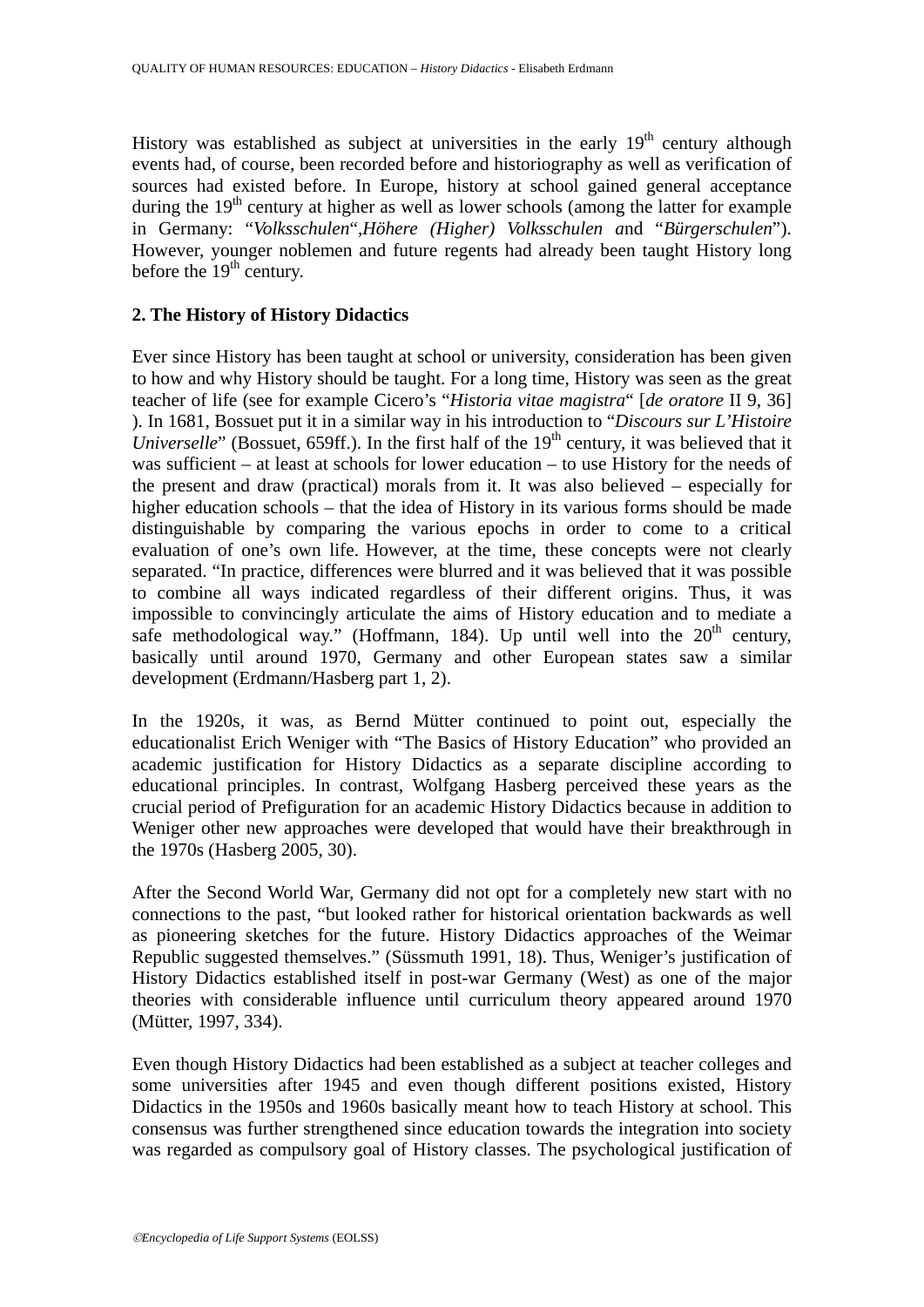History was established as subject at universities in the early 19th century although events had, of course, been recorded before and historiography as well as verification of sources had existed before. In Europe, history at school gained general acceptance during the 19th century at higher as well as lower schools (among the latter for example in Germany: "*Volksschulen*",*Höhere (Higher) Volksschulen a*nd "*Bürgerschulen*"). However, younger noblemen and future regents had already been taught History long before the 19th century.

## 2. The History of History Didactics

Ever since History has been taught at school or university, consideration has been given to how and why History should be taught. For a long time, History was seen as the great teacher of life (see for example Cicero's "*Historia vitae magistra*" [*de oratore* II 9, 36] ). In 1681, Bossuet put it in a similar way in his introduction to "*Discours sur L'Histoire Universelle*" (Bossuet, 659ff.). In the first half of the 19th century, it was believed that it was sufficient – at least at schools for lower education – to use History for the needs of the present and draw (practical) morals from it. It was also believed – especially for higher education schools – that the idea of History in its various forms should be made distinguishable by comparing the various epochs in order to come to a critical evaluation of one's own life. However, at the time, these concepts were not clearly separated. "In practice, differences were blurred and it was believed that it was possible to combine all ways indicated regardless of their different origins. Thus, it was impossible to convincingly articulate the aims of History education and to mediate a safe methodological way." (Hoffmann, 184). Up until well into the 20th century, basically until around 1970, Germany and other European states saw a similar development (Erdmann/Hasberg part 1, 2).

In the 1920s, it was, as Bernd Mütter continued to point out, especially the educationalist Erich Weniger with "The Basics of History Education" who provided an academic justification for History Didactics as a separate discipline according to educational principles. In contrast, Wolfgang Hasberg perceived these years as the crucial period of Prefiguration for an academic History Didactics because in addition to Weniger other new approaches were developed that would have their breakthrough in the 1970s (Hasberg 2005, 30).

After the Second World War, Germany did not opt for a completely new start with no connections to the past, "but looked rather for historical orientation backwards as well as pioneering sketches for the future. History Didactics approaches of the Weimar Republic suggested themselves." (Süssmuth 1991, 18). Thus, Weniger's justification of History Didactics established itself in post-war Germany (West) as one of the major theories with considerable influence until curriculum theory appeared around 1970 (Mütter, 1997, 334).

Even though History Didactics had been established as a subject at teacher colleges and some universities after 1945 and even though different positions existed, History Didactics in the 1950s and 1960s basically meant how to teach History at school. This consensus was further strengthened since education towards the integration into society was regarded as compulsory goal of History classes. The psychological justification of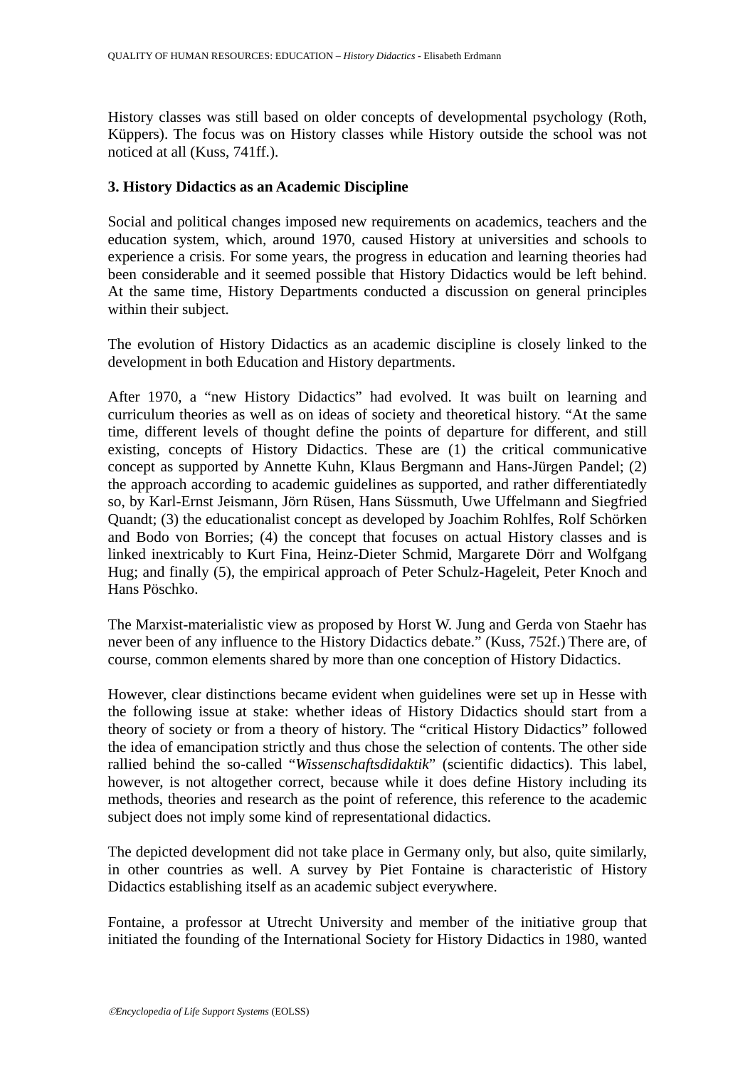History classes was still based on older concepts of developmental psychology (Roth, Küppers). The focus was on History classes while History outside the school was not noticed at all (Kuss, 741ff.).

## 3. History Didactics as an Academic Discipline

Social and political changes imposed new requirements on academics, teachers and the education system, which, around 1970, caused History at universities and schools to experience a crisis. For some years, the progress in education and learning theories had been considerable and it seemed possible that History Didactics would be left behind. At the same time, History Departments conducted a discussion on general principles within their subject.

The evolution of History Didactics as an academic discipline is closely linked to the development in both Education and History departments.

After 1970, a "new History Didactics" had evolved. It was built on learning and curriculum theories as well as on ideas of society and theoretical history. "At the same time, different levels of thought define the points of departure for different, and still existing, concepts of History Didactics. These are (1) the critical communicative concept as supported by Annette Kuhn, Klaus Bergmann and Hans-Jürgen Pandel; (2) the approach according to academic guidelines as supported, and rather differentiatedly so, by Karl-Ernst Jeismann, Jörn Rüsen, Hans Süssmuth, Uwe Uffelmann and Siegfried Quandt; (3) the educationalist concept as developed by Joachim Rohlfes, Rolf Schörken and Bodo von Borries; (4) the concept that focuses on actual History classes and is linked inextricably to Kurt Fina, Heinz-Dieter Schmid, Margarete Dörr and Wolfgang Hug; and finally (5), the empirical approach of Peter Schulz-Hageleit, Peter Knoch and Hans Pöschko.

The Marxist-materialistic view as proposed by Horst W. Jung and Gerda von Staehr has never been of any influence to the History Didactics debate." (Kuss, 752f.) There are, of course, common elements shared by more than one conception of History Didactics.

However, clear distinctions became evident when guidelines were set up in Hesse with the following issue at stake: whether ideas of History Didactics should start from a theory of society or from a theory of history. The "critical History Didactics" followed the idea of emancipation strictly and thus chose the selection of contents. The other side rallied behind the so-called "*Wissenschaftsdidaktik*" (scientific didactics). This label, however, is not altogether correct, because while it does define History including its methods, theories and research as the point of reference, this reference to the academic subject does not imply some kind of representational didactics.

The depicted development did not take place in Germany only, but also, quite similarly, in other countries as well. A survey by Piet Fontaine is characteristic of History Didactics establishing itself as an academic subject everywhere.

Fontaine, a professor at Utrecht University and member of the initiative group that initiated the founding of the International Society for History Didactics in 1980, wanted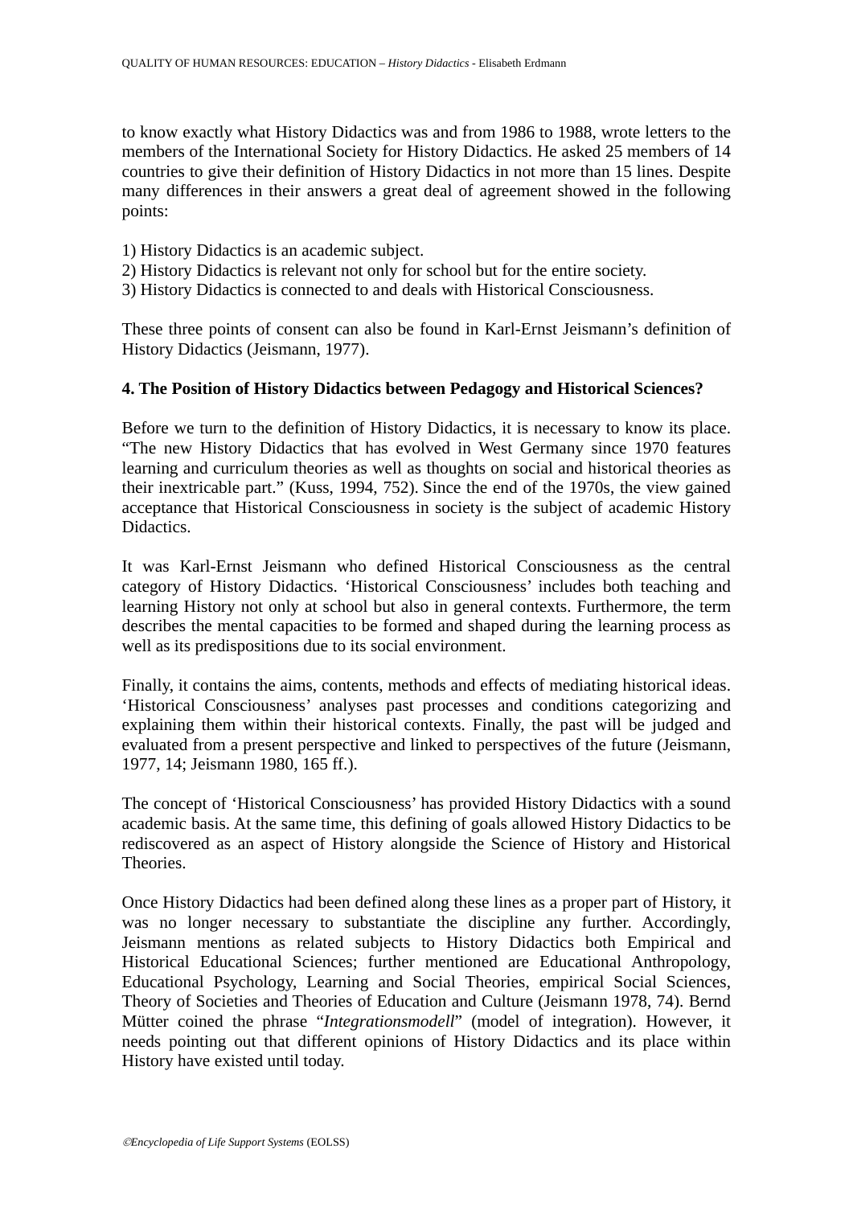to know exactly what History Didactics was and from 1986 to 1988, wrote letters to the members of the International Society for History Didactics. He asked 25 members of 14 countries to give their definition of History Didactics in not more than 15 lines. Despite many differences in their answers a great deal of agreement showed in the following points:

1) History Didactics is an academic subject.
2) History Didactics is relevant not only for school but for the entire society.
3) History Didactics is connected to and deals with Historical Consciousness.

These three points of consent can also be found in Karl-Ernst Jeismann's definition of History Didactics (Jeismann, 1977).

## 4. The Position of History Didactics between Pedagogy and Historical Sciences?

Before we turn to the definition of History Didactics, it is necessary to know its place. "The new History Didactics that has evolved in West Germany since 1970 features learning and curriculum theories as well as thoughts on social and historical theories as their inextricable part." (Kuss, 1994, 752). Since the end of the 1970s, the view gained acceptance that Historical Consciousness in society is the subject of academic History Didactics.

It was Karl-Ernst Jeismann who defined Historical Consciousness as the central category of History Didactics. 'Historical Consciousness' includes both teaching and learning History not only at school but also in general contexts. Furthermore, the term describes the mental capacities to be formed and shaped during the learning process as well as its predispositions due to its social environment.

Finally, it contains the aims, contents, methods and effects of mediating historical ideas. 'Historical Consciousness' analyses past processes and conditions categorizing and explaining them within their historical contexts. Finally, the past will be judged and evaluated from a present perspective and linked to perspectives of the future (Jeismann, 1977, 14; Jeismann 1980, 165 ff.).

The concept of 'Historical Consciousness' has provided History Didactics with a sound academic basis. At the same time, this defining of goals allowed History Didactics to be rediscovered as an aspect of History alongside the Science of History and Historical Theories.

Once History Didactics had been defined along these lines as a proper part of History, it was no longer necessary to substantiate the discipline any further. Accordingly, Jeismann mentions as related subjects to History Didactics both Empirical and Historical Educational Sciences; further mentioned are Educational Anthropology, Educational Psychology, Learning and Social Theories, empirical Social Sciences, Theory of Societies and Theories of Education and Culture (Jeismann 1978, 74). Bernd Mütter coined the phrase "*Integrationsmodell*" (model of integration). However, it needs pointing out that different opinions of History Didactics and its place within History have existed until today.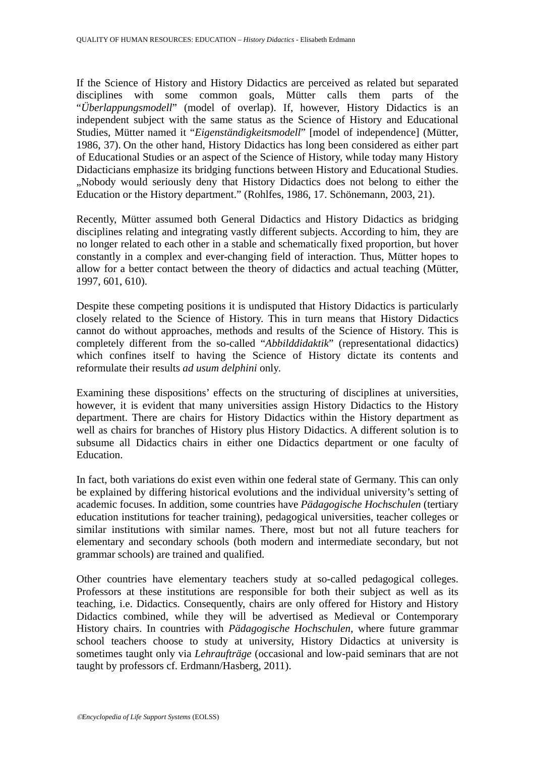If the Science of History and History Didactics are perceived as related but separated disciplines with some common goals, Mütter calls them parts of the “*Überlappungsmodell*” (model of overlap). If, however, History Didactics is an independent subject with the same status as the Science of History and Educational Studies, Mütter named it “*Eigenständigkeitsmodell*” [model of independence] (Mütter, 1986, 37). On the other hand, History Didactics has long been considered as either part of Educational Studies or an aspect of the Science of History, while today many History Didacticians emphasize its bridging functions between History and Educational Studies. „Nobody would seriously deny that History Didactics does not belong to either the Education or the History department.” (Rohlfes, 1986, 17. Schönemann, 2003, 21).

Recently, Mütter assumed both General Didactics and History Didactics as bridging disciplines relating and integrating vastly different subjects. According to him, they are no longer related to each other in a stable and schematically fixed proportion, but hover constantly in a complex and ever-changing field of interaction. Thus, Mütter hopes to allow for a better contact between the theory of didactics and actual teaching (Mütter, 1997, 601, 610).

Despite these competing positions it is undisputed that History Didactics is particularly closely related to the Science of History. This in turn means that History Didactics cannot do without approaches, methods and results of the Science of History. This is completely different from the so-called “*Abbilddidaktik*” (representational didactics) which confines itself to having the Science of History dictate its contents and reformulate their results *ad usum delphini* only.

Examining these dispositions’ effects on the structuring of disciplines at universities, however, it is evident that many universities assign History Didactics to the History department. There are chairs for History Didactics within the History department as well as chairs for branches of History plus History Didactics. A different solution is to subsume all Didactics chairs in either one Didactics department or one faculty of Education.

In fact, both variations do exist even within one federal state of Germany. This can only be explained by differing historical evolutions and the individual university’s setting of academic focuses. In addition, some countries have *Pädagogische Hochschulen* (tertiary education institutions for teacher training), pedagogical universities, teacher colleges or similar institutions with similar names. There, most but not all future teachers for elementary and secondary schools (both modern and intermediate secondary, but not grammar schools) are trained and qualified.

Other countries have elementary teachers study at so-called pedagogical colleges. Professors at these institutions are responsible for both their subject as well as its teaching, i.e. Didactics. Consequently, chairs are only offered for History and History Didactics combined, while they will be advertised as Medieval or Contemporary History chairs. In countries with *Pädagogische Hochschulen*, where future grammar school teachers choose to study at university, History Didactics at university is sometimes taught only via *Lehraufträge* (occasional and low-paid seminars that are not taught by professors cf. Erdmann/Hasberg, 2011).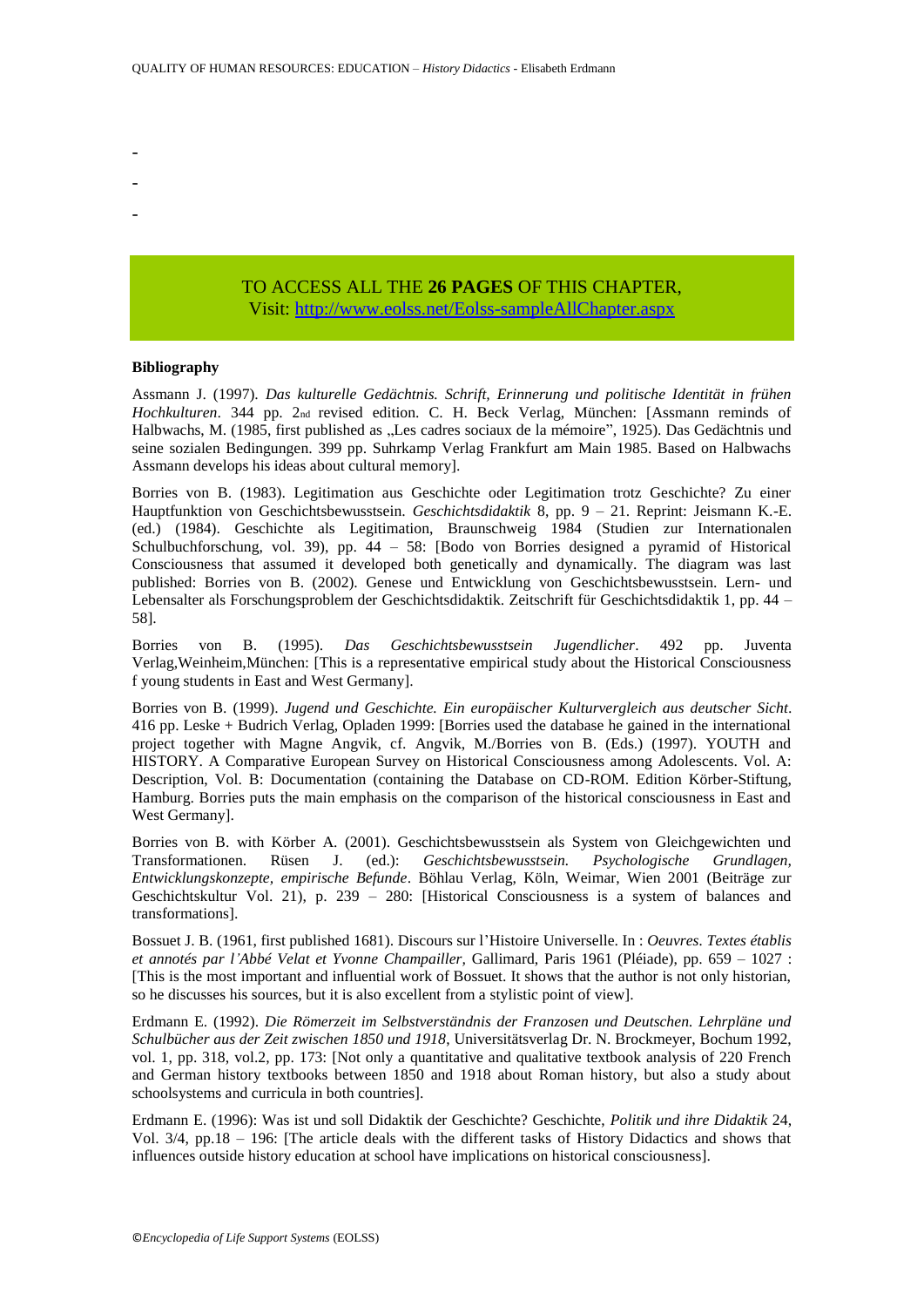-

-

-

TO ACCESS ALL THE **26 PAGES** OF THIS CHAPTER,
Visit: http://www.eolss.net/Eolss-sampleAllChapter.aspx

**Bibliography**

Assmann J. (1997). *Das kulturelle Gedächtnis. Schrift, Erinnerung und politische Identität in frühen Hochkulturen*. 344 pp. 2nd revised edition. C. H. Beck Verlag, München: [Assmann reminds of Halbwachs, M. (1985, first published as „Les cadres sociaux de la mémoire", 1925). Das Gedächtnis und seine sozialen Bedingungen. 399 pp. Suhrkamp Verlag Frankfurt am Main 1985. Based on Halbwachs Assmann develops his ideas about cultural memory].

Borries von B. (1983). Legitimation aus Geschichte oder Legitimation trotz Geschichte? Zu einer Hauptfunktion von Geschichtsbewusstsein. *Geschichtsdidaktik* 8, pp. 9 – 21. Reprint: Jeismann K.-E. (ed.) (1984). Geschichte als Legitimation, Braunschweig 1984 (Studien zur Internationalen Schulbuchforschung, vol. 39), pp. 44 – 58: [Bodo von Borries designed a pyramid of Historical Consciousness that assumed it developed both genetically and dynamically. The diagram was last published: Borries von B. (2002). Genese und Entwicklung von Geschichtsbewusstsein. Lern- und Lebensalter als Forschungsproblem der Geschichtsdidaktik. Zeitschrift für Geschichtsdidaktik 1, pp. 44 – 58].

Borries von B. (1995). *Das Geschichtsbewusstsein Jugendlicher*. 492 pp. Juventa Verlag,Weinheim,München: [This is a representative empirical study about the Historical Consciousness f young students in East and West Germany].

Borries von B. (1999). *Jugend und Geschichte. Ein europäischer Kulturvergleich aus deutscher Sicht*. 416 pp. Leske + Budrich Verlag, Opladen 1999: [Borries used the database he gained in the international project together with Magne Angvik, cf. Angvik, M./Borries von B. (Eds.) (1997). YOUTH and HISTORY. A Comparative European Survey on Historical Consciousness among Adolescents. Vol. A: Description, Vol. B: Documentation (containing the Database on CD-ROM. Edition Körber-Stiftung, Hamburg. Borries puts the main emphasis on the comparison of the historical consciousness in East and West Germany].

Borries von B. with Körber A. (2001). Geschichtsbewusstsein als System von Gleichgewichten und Transformationen. Rüsen J. (ed.): *Geschichtsbewusstsein. Psychologische Grundlagen, Entwicklungskonzepte, empirische Befunde*. Böhlau Verlag, Köln, Weimar, Wien 2001 (Beiträge zur Geschichtskultur Vol. 21), p. 239 – 280: [Historical Consciousness is a system of balances and transformations].

Bossuet J. B. (1961, first published 1681). Discours sur l'Histoire Universelle. In : *Oeuvres. Textes établis et annotés par l'Abbé Velat et Yvonne Champailler*, Gallimard, Paris 1961 (Pléiade), pp. 659 – 1027 : [This is the most important and influential work of Bossuet. It shows that the author is not only historian, so he discusses his sources, but it is also excellent from a stylistic point of view].

Erdmann E. (1992). *Die Römerzeit im Selbstverständnis der Franzosen und Deutschen. Lehrpläne und Schulbücher aus der Zeit zwischen 1850 und 1918*, Universitätsverlag Dr. N. Brockmeyer, Bochum 1992, vol. 1, pp. 318, vol.2, pp. 173: [Not only a quantitative and qualitative textbook analysis of 220 French and German history textbooks between 1850 and 1918 about Roman history, but also a study about schoolsystems and curricula in both countries].

Erdmann E. (1996): Was ist und soll Didaktik der Geschichte? Geschichte, *Politik und ihre Didaktik* 24, Vol. 3/4, pp.18 – 196: [The article deals with the different tasks of History Didactics and shows that influences outside history education at school have implications on historical consciousness].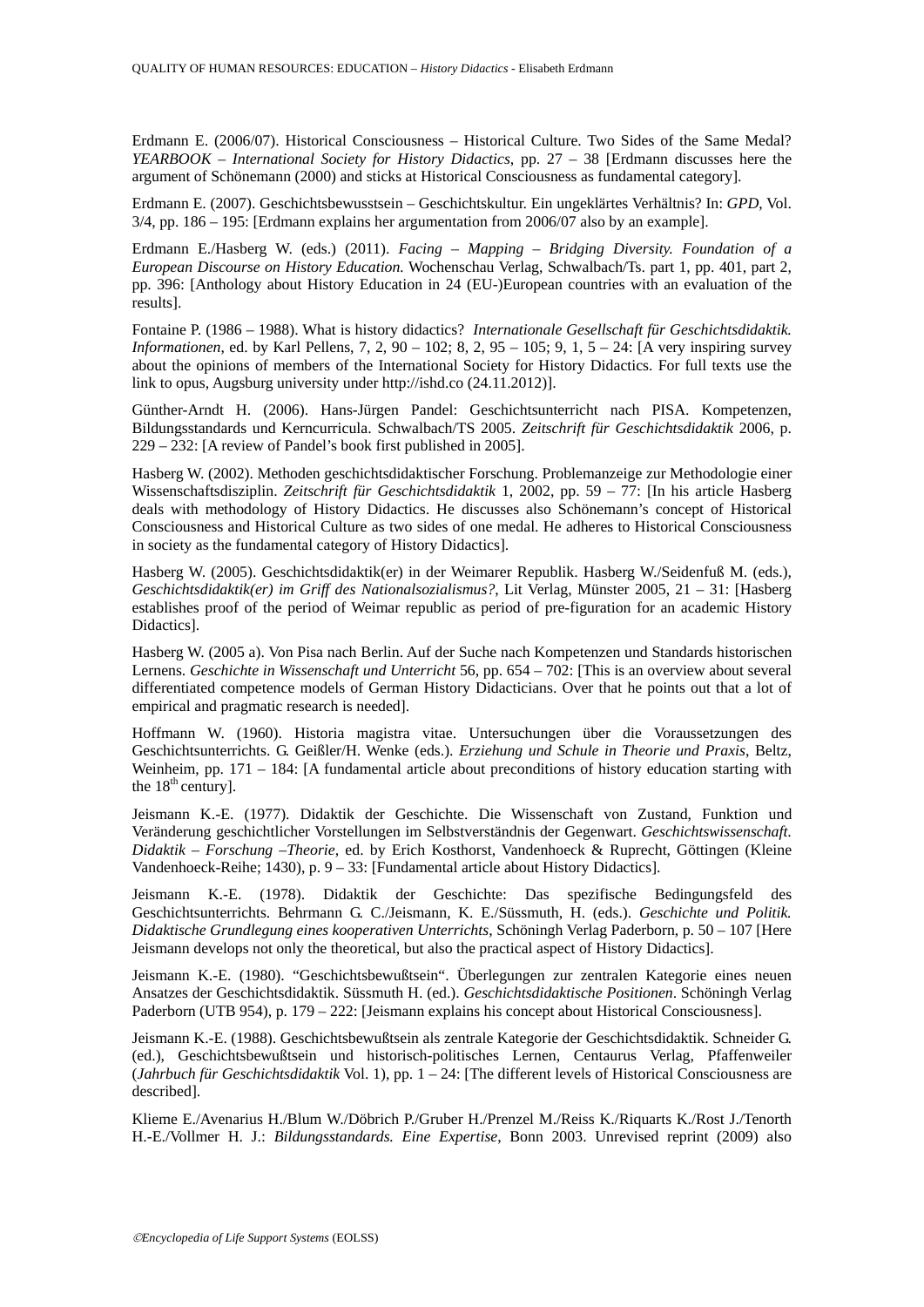Erdmann E. (2006/07). Historical Consciousness – Historical Culture. Two Sides of the Same Medal? *YEARBOOK – International Society for History Didactics*, pp. 27 – 38 [Erdmann discusses here the argument of Schönemann (2000) and sticks at Historical Consciousness as fundamental category].

Erdmann E. (2007). Geschichtsbewusstsein – Geschichtskultur. Ein ungeklärtes Verhältnis? In: *GPD*, Vol. 3/4, pp. 186 – 195: [Erdmann explains her argumentation from 2006/07 also by an example].

Erdmann E./Hasberg W. (eds.) (2011). *Facing – Mapping – Bridging Diversity. Foundation of a European Discourse on History Education.* Wochenschau Verlag, Schwalbach/Ts. part 1, pp. 401, part 2, pp. 396: [Anthology about History Education in 24 (EU-)European countries with an evaluation of the results].

Fontaine P. (1986 – 1988). What is history didactics? *Internationale Gesellschaft für Geschichtsdidaktik. Informationen*, ed. by Karl Pellens, 7, 2, 90 – 102; 8, 2, 95 – 105; 9, 1, 5 – 24: [A very inspiring survey about the opinions of members of the International Society for History Didactics. For full texts use the link to opus, Augsburg university under http://ishd.co (24.11.2012)].

Günther-Arndt H. (2006). Hans-Jürgen Pandel: Geschichtsunterricht nach PISA. Kompetenzen, Bildungsstandards und Kerncurricula. Schwalbach/TS 2005. *Zeitschrift für Geschichtsdidaktik* 2006, p. 229 – 232: [A review of Pandel's book first published in 2005].

Hasberg W. (2002). Methoden geschichtsdidaktischer Forschung. Problemanzeige zur Methodologie einer Wissenschaftsdisziplin. *Zeitschrift für Geschichtsdidaktik* 1, 2002, pp. 59 – 77: [In his article Hasberg deals with methodology of History Didactics. He discusses also Schönemann's concept of Historical Consciousness and Historical Culture as two sides of one medal. He adheres to Historical Consciousness in society as the fundamental category of History Didactics].

Hasberg W. (2005). Geschichtsdidaktik(er) in der Weimarer Republik. Hasberg W./Seidenfuß M. (eds.), *Geschichtsdidaktik(er) im Griff des Nationalsozialismus?*, Lit Verlag, Münster 2005, 21 – 31: [Hasberg establishes proof of the period of Weimar republic as period of pre-figuration for an academic History Didactics].

Hasberg W. (2005 a). Von Pisa nach Berlin. Auf der Suche nach Kompetenzen und Standards historischen Lernens. *Geschichte in Wissenschaft und Unterricht* 56, pp. 654 – 702: [This is an overview about several differentiated competence models of German History Didacticians. Over that he points out that a lot of empirical and pragmatic research is needed].

Hoffmann W. (1960). Historia magistra vitae. Untersuchungen über die Voraussetzungen des Geschichtsunterrichts. G. Geißler/H. Wenke (eds.). *Erziehung und Schule in Theorie und Praxis*, Beltz, Weinheim, pp. 171 – 184: [A fundamental article about preconditions of history education starting with the 18th century].

Jeismann K.-E. (1977). Didaktik der Geschichte. Die Wissenschaft von Zustand, Funktion und Veränderung geschichtlicher Vorstellungen im Selbstverständnis der Gegenwart. *Geschichtswissenschaft. Didaktik – Forschung –Theorie*, ed. by Erich Kosthorst, Vandenhoeck & Ruprecht, Göttingen (Kleine Vandenhoeck-Reihe; 1430), p. 9 – 33: [Fundamental article about History Didactics].

Jeismann K.-E. (1978). Didaktik der Geschichte: Das spezifische Bedingungsfeld des Geschichtsunterrichts. Behrmann G. C./Jeismann, K. E./Süssmuth, H. (eds.). *Geschichte und Politik. Didaktische Grundlegung eines kooperativen Unterrichts*, Schöningh Verlag Paderborn, p. 50 – 107 [Here Jeismann develops not only the theoretical, but also the practical aspect of History Didactics].

Jeismann K.-E. (1980). "Geschichtsbewußtsein". Überlegungen zur zentralen Kategorie eines neuen Ansatzes der Geschichtsdidaktik. Süssmuth H. (ed.). *Geschichtsdidaktische Positionen*. Schöningh Verlag Paderborn (UTB 954), p. 179 – 222: [Jeismann explains his concept about Historical Consciousness].

Jeismann K.-E. (1988). Geschichtsbewußtsein als zentrale Kategorie der Geschichtsdidaktik. Schneider G. (ed.), Geschichtsbewußtsein und historisch-politisches Lernen, Centaurus Verlag, Pfaffenweiler (*Jahrbuch für Geschichtsdidaktik* Vol. 1), pp. 1 – 24: [The different levels of Historical Consciousness are described].

Klieme E./Avenarius H./Blum W./Döbrich P./Gruber H./Prenzel M./Reiss K./Riquarts K./Rost J./Tenorth H.-E./Vollmer H. J.: *Bildungsstandards. Eine Expertise*, Bonn 2003. Unrevised reprint (2009) also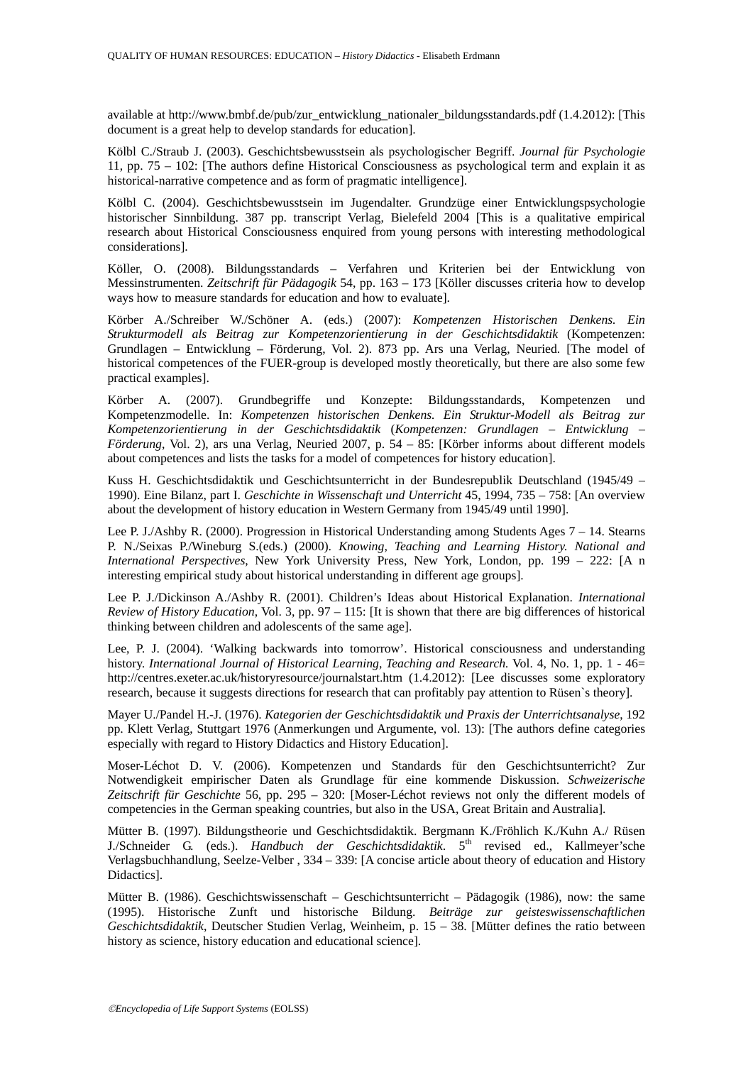available at http://www.bmbf.de/pub/zur_entwicklung_nationaler_bildungsstandards.pdf (1.4.2012): [This document is a great help to develop standards for education].

Kölbl C./Straub J. (2003). Geschichtsbewusstsein als psychologischer Begriff. *Journal für Psychologie* 11, pp. 75 – 102: [The authors define Historical Consciousness as psychological term and explain it as historical-narrative competence and as form of pragmatic intelligence].

Kölbl C. (2004). Geschichtsbewusstsein im Jugendalter. Grundzüge einer Entwicklungspsychologie historischer Sinnbildung. 387 pp. transcript Verlag, Bielefeld 2004 [This is a qualitative empirical research about Historical Consciousness enquired from young persons with interesting methodological considerations].

Köller, O. (2008). Bildungsstandards – Verfahren und Kriterien bei der Entwicklung von Messinstrumenten. *Zeitschrift für Pädagogik* 54, pp. 163 – 173 [Köller discusses criteria how to develop ways how to measure standards for education and how to evaluate].

Körber A./Schreiber W./Schöner A. (eds.) (2007): *Kompetenzen Historischen Denkens. Ein Strukturmodell als Beitrag zur Kompetenzorientierung in der Geschichtsdidaktik* (Kompetenzen: Grundlagen – Entwicklung – Förderung, Vol. 2). 873 pp. Ars una Verlag, Neuried. [The model of historical competences of the FUER-group is developed mostly theoretically, but there are also some few practical examples].

Körber A. (2007). Grundbegriffe und Konzepte: Bildungsstandards, Kompetenzen und Kompetenzmodelle. In: *Kompetenzen historischen Denkens. Ein Struktur-Modell als Beitrag zur Kompetenzorientierung in der Geschichtsdidaktik* (*Kompetenzen: Grundlagen – Entwicklung – Förderung*, Vol. 2), ars una Verlag, Neuried 2007, p. 54 – 85: [Körber informs about different models about competences and lists the tasks for a model of competences for history education].

Kuss H. Geschichtsdidaktik und Geschichtsunterricht in der Bundesrepublik Deutschland (1945/49 – 1990). Eine Bilanz, part I. *Geschichte in Wissenschaft und Unterricht* 45, 1994, 735 – 758: [An overview about the development of history education in Western Germany from 1945/49 until 1990].

Lee P. J./Ashby R. (2000). Progression in Historical Understanding among Students Ages 7 – 14. Stearns P. N./Seixas P./Wineburg S.(eds.) (2000). *Knowing, Teaching and Learning History. National and International Perspectives*, New York University Press, New York, London, pp. 199 – 222: [A n interesting empirical study about historical understanding in different age groups].

Lee P. J./Dickinson A./Ashby R. (2001). Children's Ideas about Historical Explanation. *International Review of History Education*, Vol. 3, pp. 97 – 115: [It is shown that there are big differences of historical thinking between children and adolescents of the same age].

Lee, P. J. (2004). 'Walking backwards into tomorrow'. Historical consciousness and understanding history. *International Journal of Historical Learning, Teaching and Research.* Vol. 4, No. 1, pp. 1 - 46= http://centres.exeter.ac.uk/historyresource/journalstart.htm (1.4.2012): [Lee discusses some exploratory research, because it suggests directions for research that can profitably pay attention to Rüsen`s theory].

Mayer U./Pandel H.-J. (1976). *Kategorien der Geschichtsdidaktik und Praxis der Unterrichtsanalyse*, 192 pp. Klett Verlag, Stuttgart 1976 (Anmerkungen und Argumente, vol. 13): [The authors define categories especially with regard to History Didactics and History Education].

Moser-Léchot D. V. (2006). Kompetenzen und Standards für den Geschichtsunterricht? Zur Notwendigkeit empirischer Daten als Grundlage für eine kommende Diskussion. *Schweizerische Zeitschrift für Geschichte* 56, pp. 295 – 320: [Moser-Léchot reviews not only the different models of competencies in the German speaking countries, but also in the USA, Great Britain and Australia].

Mütter B. (1997). Bildungstheorie und Geschichtsdidaktik. Bergmann K./Fröhlich K./Kuhn A./ Rüsen J./Schneider G. (eds.). *Handbuch der Geschichtsdidaktik*. 5th revised ed., Kallmeyer'sche Verlagsbuchhandlung, Seelze-Velber , 334 – 339: [A concise article about theory of education and History Didactics].

Mütter B. (1986). Geschichtswissenschaft – Geschichtsunterricht – Pädagogik (1986), now: the same (1995). Historische Zunft und historische Bildung. *Beiträge zur geisteswissenschaftlichen Geschichtsdidaktik*, Deutscher Studien Verlag, Weinheim, p. 15 – 38. [Mütter defines the ratio between history as science, history education and educational science].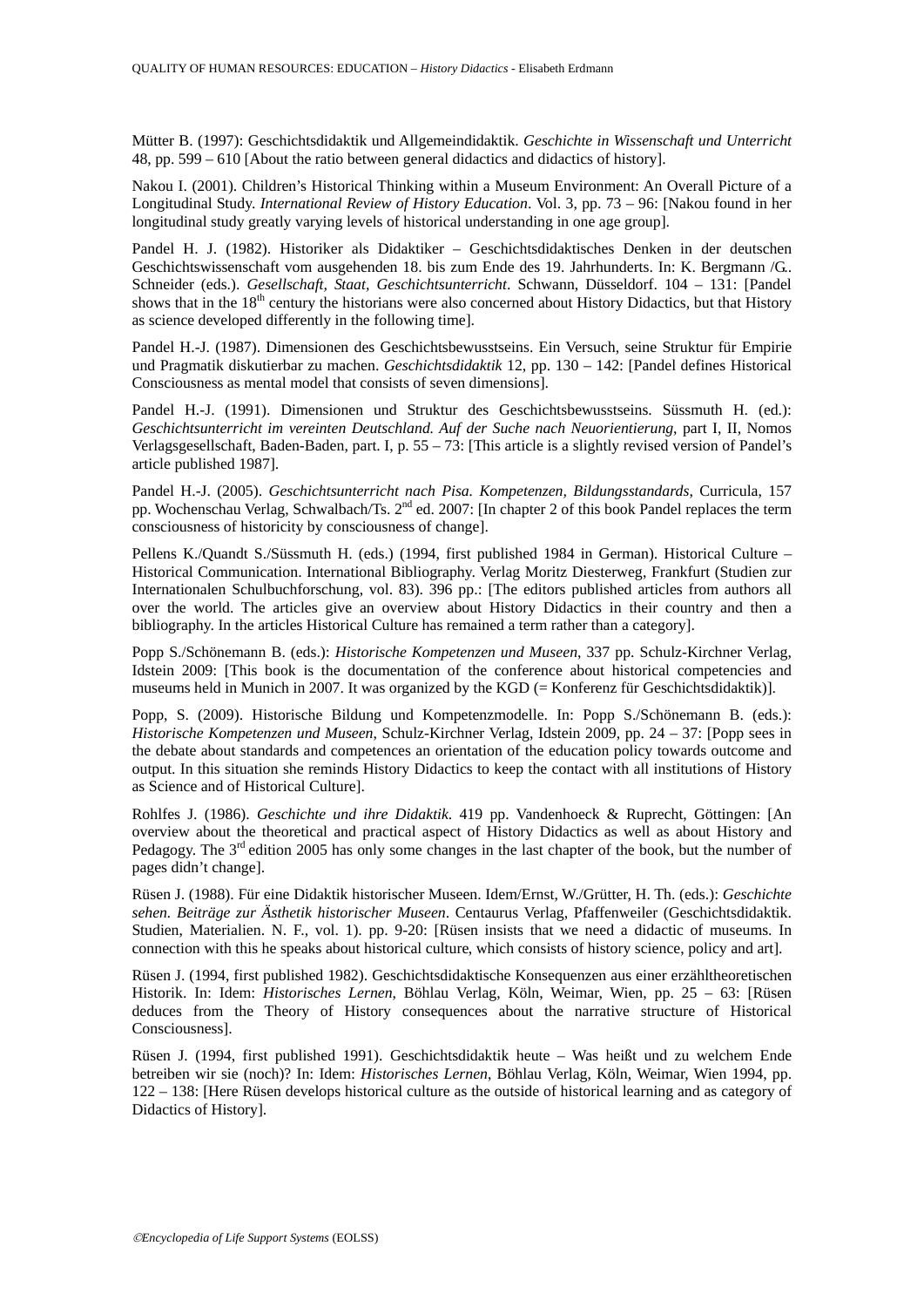Mütter B. (1997): Geschichtsdidaktik und Allgemeindidaktik. *Geschichte in Wissenschaft und Unterricht* 48, pp. 599 – 610 [About the ratio between general didactics and didactics of history].

Nakou I. (2001). Children's Historical Thinking within a Museum Environment: An Overall Picture of a Longitudinal Study. *International Review of History Education*. Vol. 3, pp. 73 – 96: [Nakou found in her longitudinal study greatly varying levels of historical understanding in one age group].

Pandel H. J. (1982). Historiker als Didaktiker – Geschichtsdidaktisches Denken in der deutschen Geschichtswissenschaft vom ausgehenden 18. bis zum Ende des 19. Jahrhunderts. In: K. Bergmann /G.. Schneider (eds.). *Gesellschaft, Staat, Geschichtsunterricht*. Schwann, Düsseldorf. 104 – 131: [Pandel shows that in the 18th century the historians were also concerned about History Didactics, but that History as science developed differently in the following time].

Pandel H.-J. (1987). Dimensionen des Geschichtsbewusstseins. Ein Versuch, seine Struktur für Empirie und Pragmatik diskutierbar zu machen. *Geschichtsdidaktik* 12, pp. 130 – 142: [Pandel defines Historical Consciousness as mental model that consists of seven dimensions].

Pandel H.-J. (1991). Dimensionen und Struktur des Geschichtsbewusstseins. Süssmuth H. (ed.): *Geschichtsunterricht im vereinten Deutschland. Auf der Suche nach Neuorientierung*, part I, II, Nomos Verlagsgesellschaft, Baden-Baden, part. I, p. 55 – 73: [This article is a slightly revised version of Pandel's article published 1987].

Pandel H.-J. (2005). *Geschichtsunterricht nach Pisa. Kompetenzen, Bildungsstandards*, Curricula, 157 pp. Wochenschau Verlag, Schwalbach/Ts. 2nd ed. 2007: [In chapter 2 of this book Pandel replaces the term consciousness of historicity by consciousness of change].

Pellens K./Quandt S./Süssmuth H. (eds.) (1994, first published 1984 in German). Historical Culture – Historical Communication. International Bibliography. Verlag Moritz Diesterweg, Frankfurt (Studien zur Internationalen Schulbuchforschung, vol. 83). 396 pp.: [The editors published articles from authors all over the world. The articles give an overview about History Didactics in their country and then a bibliography. In the articles Historical Culture has remained a term rather than a category].

Popp S./Schönemann B. (eds.): *Historische Kompetenzen und Museen*, 337 pp. Schulz-Kirchner Verlag, Idstein 2009: [This book is the documentation of the conference about historical competencies and museums held in Munich in 2007. It was organized by the KGD (= Konferenz für Geschichtsdidaktik)].

Popp, S. (2009). Historische Bildung und Kompetenzmodelle. In: Popp S./Schönemann B. (eds.): *Historische Kompetenzen und Museen*, Schulz-Kirchner Verlag, Idstein 2009, pp. 24 – 37: [Popp sees in the debate about standards and competences an orientation of the education policy towards outcome and output. In this situation she reminds History Didactics to keep the contact with all institutions of History as Science and of Historical Culture].

Rohlfes J. (1986). *Geschichte und ihre Didaktik*. 419 pp. Vandenhoeck & Ruprecht, Göttingen: [An overview about the theoretical and practical aspect of History Didactics as well as about History and Pedagogy. The 3rd edition 2005 has only some changes in the last chapter of the book, but the number of pages didn't change].

Rüsen J. (1988). Für eine Didaktik historischer Museen. Idem/Ernst, W./Grütter, H. Th. (eds.): *Geschichte sehen. Beiträge zur Ästhetik historischer Museen*. Centaurus Verlag, Pfaffenweiler (Geschichtsdidaktik. Studien, Materialien. N. F., vol. 1). pp. 9-20: [Rüsen insists that we need a didactic of museums. In connection with this he speaks about historical culture, which consists of history science, policy and art].

Rüsen J. (1994, first published 1982). Geschichtsdidaktische Konsequenzen aus einer erzähltheoretischen Historik. In: Idem: *Historisches Lernen*, Böhlau Verlag, Köln, Weimar, Wien, pp. 25 – 63: [Rüsen deduces from the Theory of History consequences about the narrative structure of Historical Consciousness].

Rüsen J. (1994, first published 1991). Geschichtsdidaktik heute – Was heißt und zu welchem Ende betreiben wir sie (noch)? In: Idem: *Historisches Lernen*, Böhlau Verlag, Köln, Weimar, Wien 1994, pp. 122 – 138: [Here Rüsen develops historical culture as the outside of historical learning and as category of Didactics of History].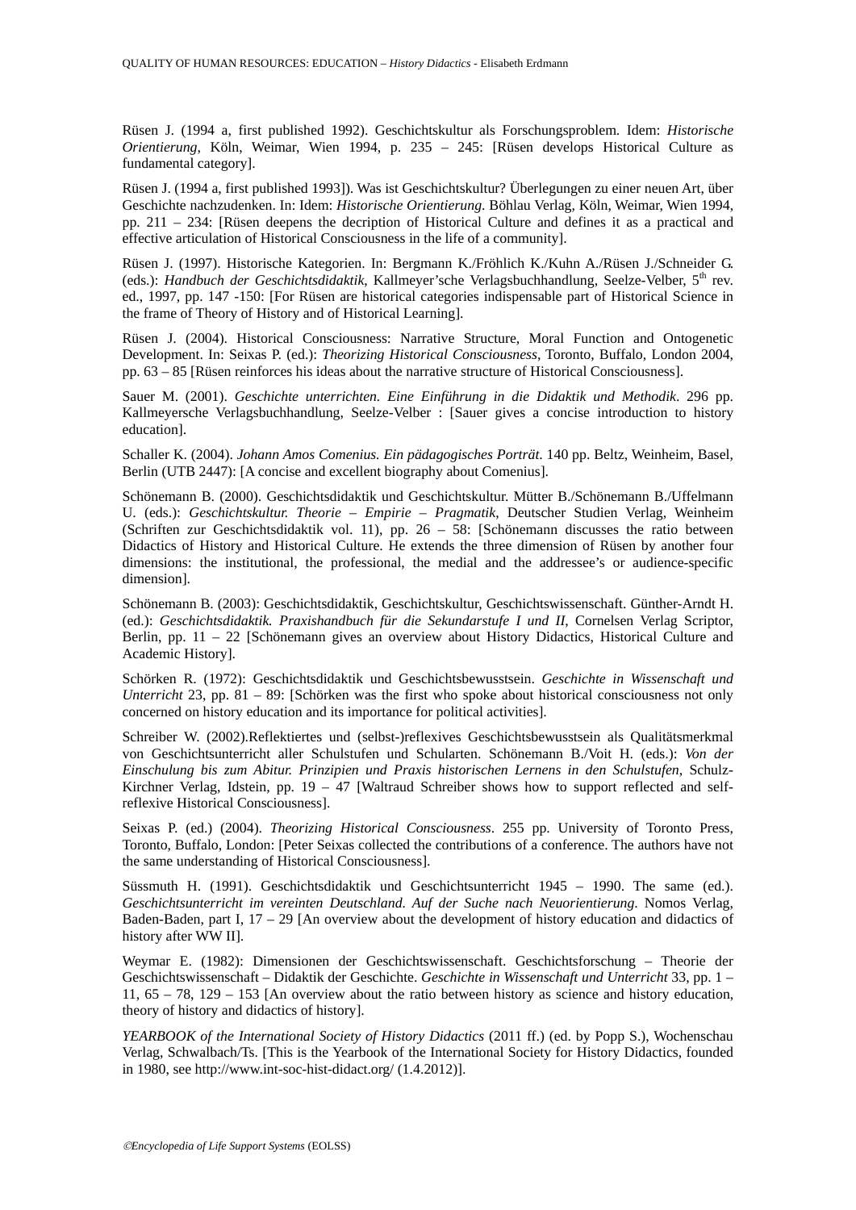Rüsen J. (1994 a, first published 1992). Geschichtskultur als Forschungsproblem. Idem: *Historische Orientierung*, Köln, Weimar, Wien 1994, p. 235 – 245: [Rüsen develops Historical Culture as fundamental category].

Rüsen J. (1994 a, first published 1993]). Was ist Geschichtskultur? Überlegungen zu einer neuen Art, über Geschichte nachzudenken. In: Idem: *Historische Orientierung*. Böhlau Verlag, Köln, Weimar, Wien 1994, pp. 211 – 234: [Rüsen deepens the decription of Historical Culture and defines it as a practical and effective articulation of Historical Consciousness in the life of a community].

Rüsen J. (1997). Historische Kategorien. In: Bergmann K./Fröhlich K./Kuhn A./Rüsen J./Schneider G. (eds.): *Handbuch der Geschichtsdidaktik*, Kallmeyer'sche Verlagsbuchhandlung, Seelze-Velber, 5th rev. ed., 1997, pp. 147 -150: [For Rüsen are historical categories indispensable part of Historical Science in the frame of Theory of History and of Historical Learning].

Rüsen J. (2004). Historical Consciousness: Narrative Structure, Moral Function and Ontogenetic Development. In: Seixas P. (ed.): *Theorizing Historical Consciousness*, Toronto, Buffalo, London 2004, pp. 63 – 85 [Rüsen reinforces his ideas about the narrative structure of Historical Consciousness].

Sauer M. (2001). *Geschichte unterrichten. Eine Einführung in die Didaktik und Methodik*. 296 pp. Kallmeyersche Verlagsbuchhandlung, Seelze-Velber : [Sauer gives a concise introduction to history education].

Schaller K. (2004). *Johann Amos Comenius. Ein pädagogisches Porträt*. 140 pp. Beltz, Weinheim, Basel, Berlin (UTB 2447): [A concise and excellent biography about Comenius].

Schönemann B. (2000). Geschichtsdidaktik und Geschichtskultur. Mütter B./Schönemann B./Uffelmann U. (eds.): *Geschichtskultur. Theorie – Empirie – Pragmatik*, Deutscher Studien Verlag, Weinheim (Schriften zur Geschichtsdidaktik vol. 11), pp. 26 – 58: [Schönemann discusses the ratio between Didactics of History and Historical Culture. He extends the three dimension of Rüsen by another four dimensions: the institutional, the professional, the medial and the addressee's or audience-specific dimension].

Schönemann B. (2003): Geschichtsdidaktik, Geschichtskultur, Geschichtswissenschaft. Günther-Arndt H. (ed.): *Geschichtsdidaktik. Praxishandbuch für die Sekundarstufe I und II*, Cornelsen Verlag Scriptor, Berlin, pp. 11 – 22 [Schönemann gives an overview about History Didactics, Historical Culture and Academic History].

Schörken R. (1972): Geschichtsdidaktik und Geschichtsbewusstsein. *Geschichte in Wissenschaft und Unterricht* 23, pp. 81 – 89: [Schörken was the first who spoke about historical consciousness not only concerned on history education and its importance for political activities].

Schreiber W. (2002).Reflektiertes und (selbst-)reflexives Geschichtsbewusstsein als Qualitätsmerkmal von Geschichtsunterricht aller Schulstufen und Schularten. Schönemann B./Voit H. (eds.): *Von der Einschulung bis zum Abitur. Prinzipien und Praxis historischen Lernens in den Schulstufen*, Schulz-Kirchner Verlag, Idstein, pp. 19 – 47 [Waltraud Schreiber shows how to support reflected and self-reflexive Historical Consciousness].

Seixas P. (ed.) (2004). *Theorizing Historical Consciousness*. 255 pp. University of Toronto Press, Toronto, Buffalo, London: [Peter Seixas collected the contributions of a conference. The authors have not the same understanding of Historical Consciousness].

Süssmuth H. (1991). Geschichtsdidaktik und Geschichtsunterricht 1945 – 1990. The same (ed.). *Geschichtsunterricht im vereinten Deutschland. Auf der Suche nach Neuorientierung*. Nomos Verlag, Baden-Baden, part I, 17 – 29 [An overview about the development of history education and didactics of history after WW II].

Weymar E. (1982): Dimensionen der Geschichtswissenschaft. Geschichtsforschung – Theorie der Geschichtswissenschaft – Didaktik der Geschichte. *Geschichte in Wissenschaft und Unterricht* 33, pp. 1 – 11, 65 – 78, 129 – 153 [An overview about the ratio between history as science and history education, theory of history and didactics of history].

*YEARBOOK of the International Society of History Didactics* (2011 ff.) (ed. by Popp S.), Wochenschau Verlag, Schwalbach/Ts. [This is the Yearbook of the International Society for History Didactics, founded in 1980, see http://www.int-soc-hist-didact.org/ (1.4.2012)].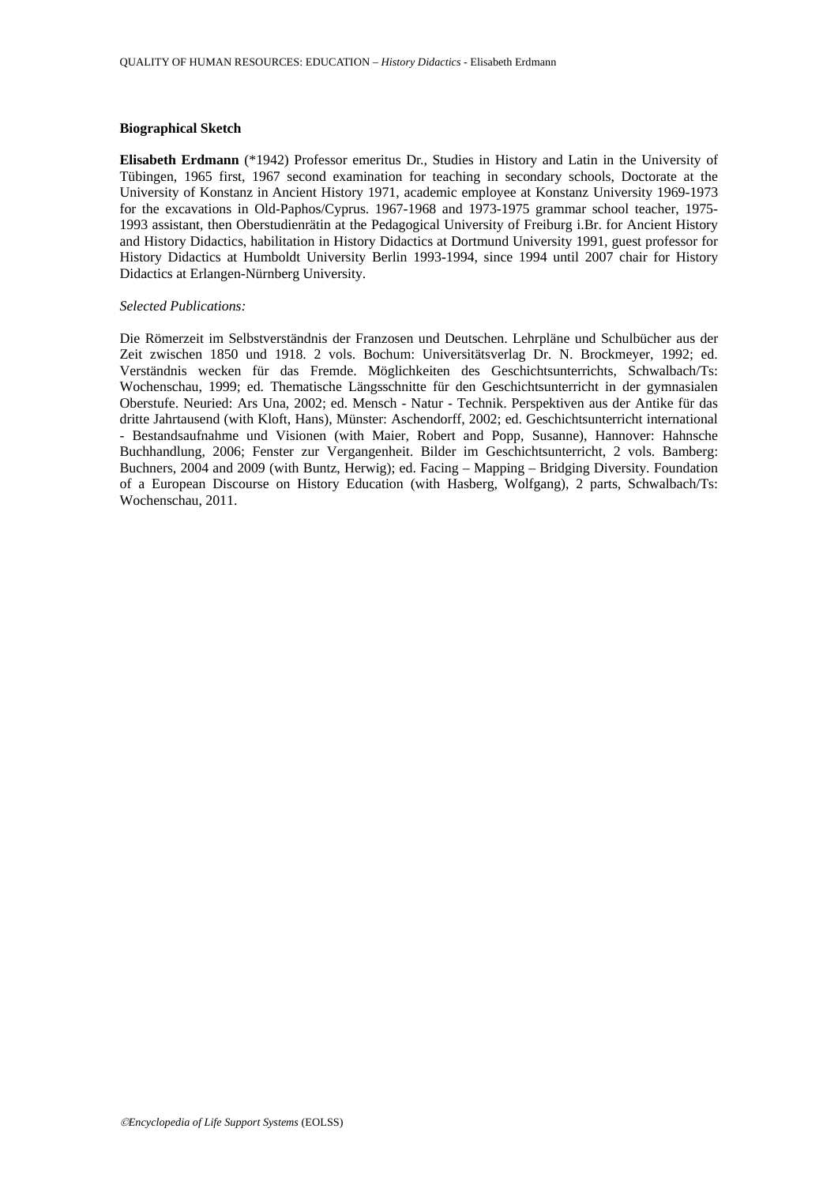**Biographical Sketch**

**Elisabeth Erdmann** (*1942) Professor emeritus Dr., Studies in History and Latin in the University of Tübingen, 1965 first, 1967 second examination for teaching in secondary schools, Doctorate at the University of Konstanz in Ancient History 1971, academic employee at Konstanz University 1969-1973 for the excavations in Old-Paphos/Cyprus. 1967-1968 and 1973-1975 grammar school teacher, 1975-1993 assistant, then Oberstudienrätin at the Pedagogical University of Freiburg i.Br. for Ancient History and History Didactics, habilitation in History Didactics at Dortmund University 1991, guest professor for History Didactics at Humboldt University Berlin 1993-1994, since 1994 until 2007 chair for History Didactics at Erlangen-Nürnberg University.

*Selected Publications:*

Die Römerzeit im Selbstverständnis der Franzosen und Deutschen. Lehrpläne und Schulbücher aus der Zeit zwischen 1850 und 1918. 2 vols. Bochum: Universitätsverlag Dr. N. Brockmeyer, 1992; ed. Verständnis wecken für das Fremde. Möglichkeiten des Geschichtsunterrichts, Schwalbach/Ts: Wochenschau, 1999; ed. Thematische Längsschnitte für den Geschichtsunterricht in der gymnasialen Oberstufe. Neuried: Ars Una, 2002; ed. Mensch - Natur - Technik. Perspektiven aus der Antike für das dritte Jahrtausend (with Kloft, Hans), Münster: Aschendorff, 2002; ed. Geschichtsunterricht international - Bestandsaufnahme und Visionen (with Maier, Robert and Popp, Susanne), Hannover: Hahnsche Buchhandlung, 2006; Fenster zur Vergangenheit. Bilder im Geschichtsunterricht, 2 vols. Bamberg: Buchners, 2004 and 2009 (with Buntz, Herwig); ed. Facing – Mapping – Bridging Diversity. Foundation of a European Discourse on History Education (with Hasberg, Wolfgang), 2 parts, Schwalbach/Ts: Wochenschau, 2011.